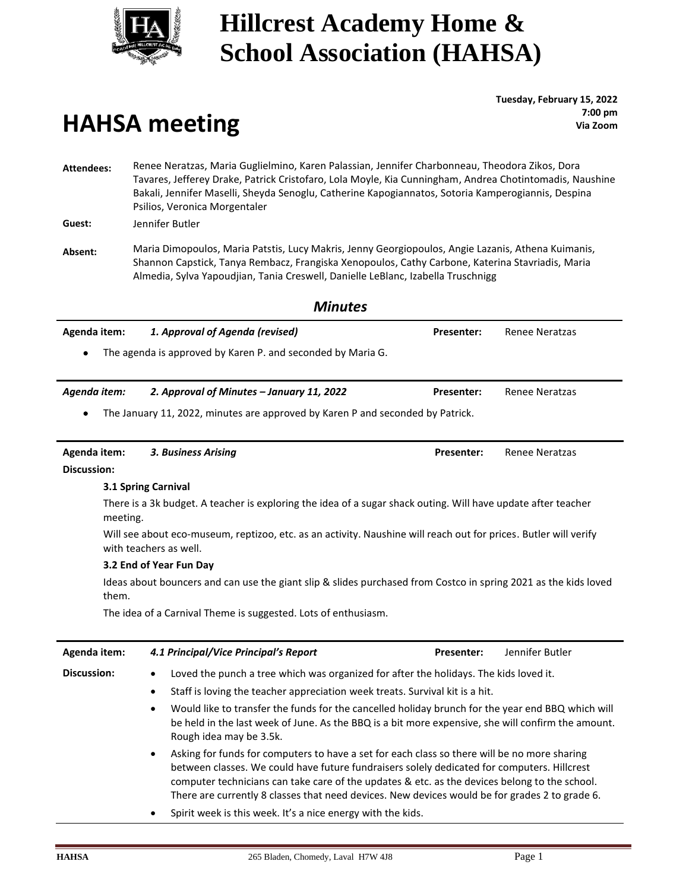# Hillcrest Academy Home & School Association (HAHSA)

## HAHSA meeting

**Tuesday, February 15, 2022**
**7:00 pm**
**Via Zoom**

**Attendees:** Renee Neratzas, Maria Guglielmino, Karen Palassian, Jennifer Charbonneau, Theodora Zikos, Dora Tavares, Jefferey Drake, Patrick Cristofaro, Lola Moyle, Kia Cunningham, Andrea Chotintomadis, Naushine Bakali, Jennifer Maselli, Sheyda Senoglu, Catherine Kapogiannatos, Sotoria Kamperogiannis, Despina Psilios, Veronica Morgentaler

**Guest:** Jennifer Butler

**Absent:** Maria Dimopoulos, Maria Patstis, Lucy Makris, Jenny Georgiopoulos, Angie Lazanis, Athena Kuimanis, Shannon Capstick, Tanya Rembacz, Frangiska Xenopoulos, Cathy Carbone, Katerina Stavriadis, Maria Almedia, Sylva Yapoudjian, Tania Creswell, Danielle LeBlanc, Izabella Truschnigg

### *Minutes*

---

**Agenda item:** ***1. Approval of Agenda (revised)*** **Presenter:** Renee Neratzas

- The agenda is approved by Karen P. and seconded by Maria G.

---

***Agenda item:*** ***2. Approval of Minutes – January 11, 2022*** **Presenter:** Renee Neratzas

- The January 11, 2022, minutes are approved by Karen P and seconded by Patrick.

---

**Agenda item:** ***3. Business Arising*** **Presenter:** Renee Neratzas

**Discussion:**

**3.1 Spring Carnival**

There is a 3k budget. A teacher is exploring the idea of a sugar shack outing. Will have update after teacher meeting.

Will see about eco-museum, reptizoo, etc. as an activity. Naushine will reach out for prices. Butler will verify with teachers as well.

**3.2 End of Year Fun Day**

Ideas about bouncers and can use the giant slip & slides purchased from Costco in spring 2021 as the kids loved them.

The idea of a Carnival Theme is suggested. Lots of enthusiasm.

---

**Agenda item:** ***4.1 Principal/Vice Principal's Report*** **Presenter:** Jennifer Butler

**Discussion:**

- Loved the punch a tree which was organized for after the holidays. The kids loved it.
- Staff is loving the teacher appreciation week treats. Survival kit is a hit.
- Would like to transfer the funds for the cancelled holiday brunch for the year end BBQ which will be held in the last week of June. As the BBQ is a bit more expensive, she will confirm the amount. Rough idea may be 3.5k.
- Asking for funds for computers to have a set for each class so there will be no more sharing between classes. We could have future fundraisers solely dedicated for computers. Hillcrest computer technicians can take care of the updates & etc. as the devices belong to the school. There are currently 8 classes that need devices. New devices would be for grades 2 to grade 6.
- Spirit week is this week. It's a nice energy with the kids.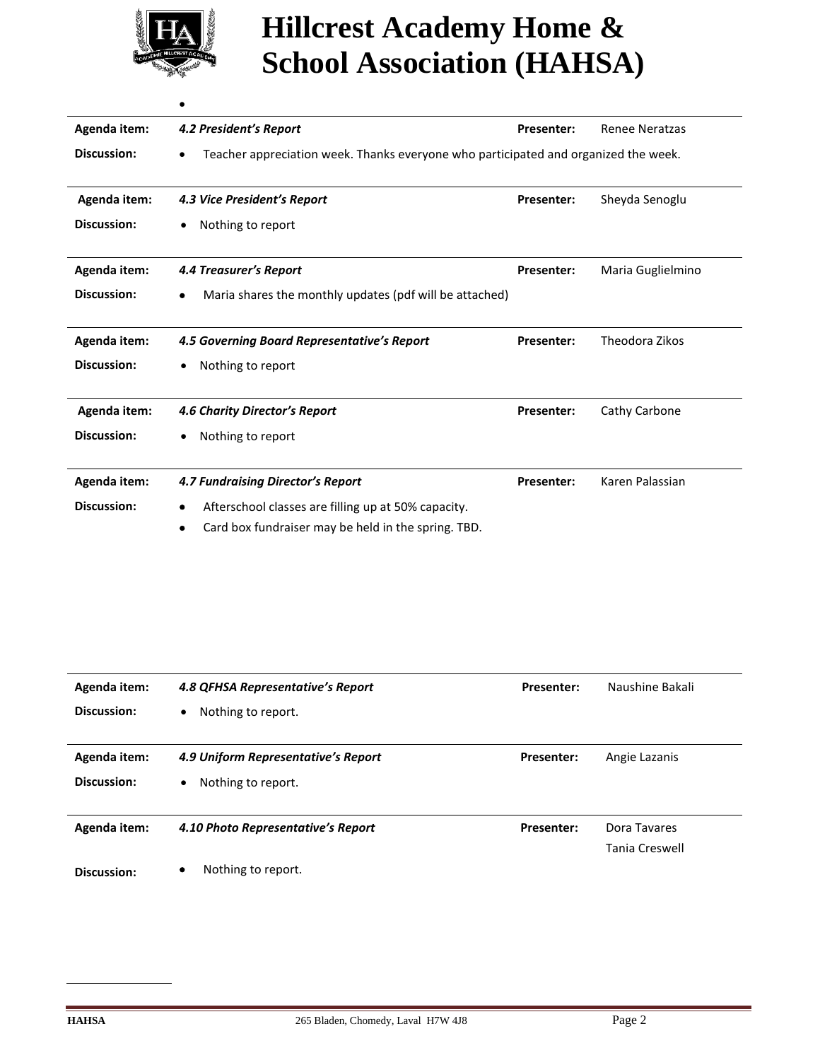# Hillcrest Academy Home & School Association (HAHSA)

- 

| | | | |
|---|---|---|---|
| **Agenda item:** | ***4.2 President's Report*** | **Presenter:** | Renee Neratzas |
| **Discussion:** | • Teacher appreciation week. Thanks everyone who participated and organized the week. | | |

| | | | |
|---|---|---|---|
| **Agenda item:** | ***4.3 Vice President's Report*** | **Presenter:** | Sheyda Senoglu |
| **Discussion:** | • Nothing to report | | |

| | | | |
|---|---|---|---|
| **Agenda item:** | ***4.4 Treasurer's Report*** | **Presenter:** | Maria Guglielmino |
| **Discussion:** | • Maria shares the monthly updates (pdf will be attached) | | |

| | | | |
|---|---|---|---|
| **Agenda item:** | ***4.5 Governing Board Representative's Report*** | **Presenter:** | Theodora Zikos |
| **Discussion:** | • Nothing to report | | |

| | | | |
|---|---|---|---|
| **Agenda item:** | ***4.6 Charity Director's Report*** | **Presenter:** | Cathy Carbone |
| **Discussion:** | • Nothing to report | | |

| | | | |
|---|---|---|---|
| **Agenda item:** | ***4.7 Fundraising Director's Report*** | **Presenter:** | Karen Palassian |
| **Discussion:** | • Afterschool classes are filling up at 50% capacity.<br>• Card box fundraiser may be held in the spring. TBD. | | |

| | | | |
|---|---|---|---|
| **Agenda item:** | ***4.8 QFHSA Representative's Report*** | **Presenter:** | Naushine Bakali |
| **Discussion:** | • Nothing to report. | | |

| | | | |
|---|---|---|---|
| **Agenda item:** | ***4.9 Uniform Representative's Report*** | **Presenter:** | Angie Lazanis |
| **Discussion:** | • Nothing to report. | | |

| | | | |
|---|---|---|---|
| **Agenda item:** | ***4.10 Photo Representative's Report*** | **Presenter:** | Dora Tavares<br>Tania Creswell |
| **Discussion:** | • Nothing to report. | | |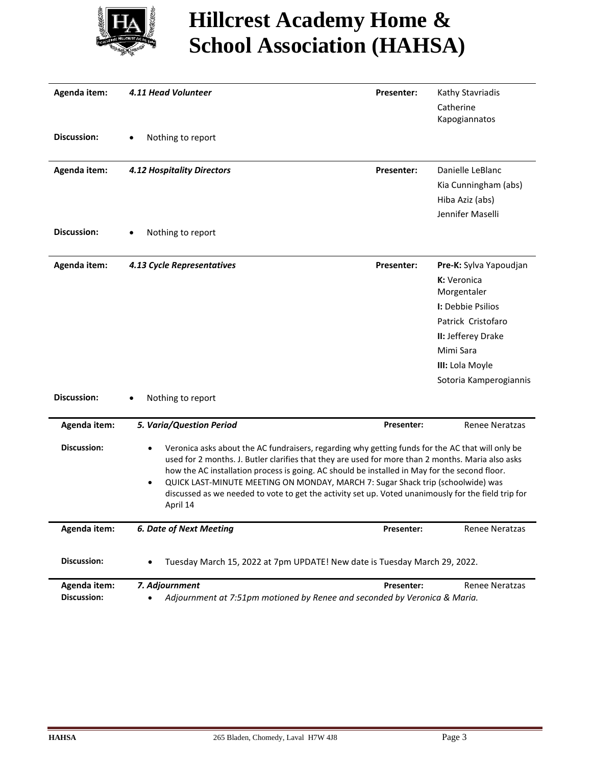# Hillcrest Academy Home & School Association (HAHSA)

| | | | |
|---|---|---|---|
| **Agenda item:** | ***4.11 Head Volunteer*** | **Presenter:** | Kathy Stavriadis<br>Catherine Kapogiannatos |
| **Discussion:** | • Nothing to report | | |

| | | | |
|---|---|---|---|
| **Agenda item:** | ***4.12 Hospitality Directors*** | **Presenter:** | Danielle LeBlanc<br>Kia Cunningham (abs)<br>Hiba Aziz (abs)<br>Jennifer Maselli |
| **Discussion:** | • Nothing to report | | |

| | | | |
|---|---|---|---|
| **Agenda item:** | ***4.13 Cycle Representatives*** | **Presenter:** | **Pre-K:** Sylva Yapoudjan<br>**K:** Veronica Morgentaler<br>**I:** Debbie Psilios<br>Patrick Cristofaro<br>**II:** Jefferey Drake<br>Mimi Sara<br>**III:** Lola Moyle<br>Sotoria Kamperogiannis |
| **Discussion:** | • Nothing to report | | |

| | | | |
|---|---|---|---|
| **Agenda item:** | ***5. Varia/Question Period*** | **Presenter:** | Renee Neratzas |

**Discussion:**

- Veronica asks about the AC fundraisers, regarding why getting funds for the AC that will only be used for 2 months. J. Butler clarifies that they are used for more than 2 months. Maria also asks how the AC installation process is going. AC should be installed in May for the second floor.
- QUICK LAST-MINUTE MEETING ON MONDAY, MARCH 7: Sugar Shack trip (schoolwide) was discussed as we needed to vote to get the activity set up. Voted unanimously for the field trip for April 14

| | | | |
|---|---|---|---|
| **Agenda item:** | ***6. Date of Next Meeting*** | **Presenter:** | Renee Neratzas |
| **Discussion:** | • Tuesday March 15, 2022 at 7pm UPDATE! New date is Tuesday March 29, 2022. | | |

| | | | |
|---|---|---|---|
| **Agenda item:** | ***7. Adjournment*** | **Presenter:** | Renee Neratzas |
| **Discussion:** | • *Adjournment at 7:51pm motioned by Renee and seconded by Veronica & Maria.* | | |